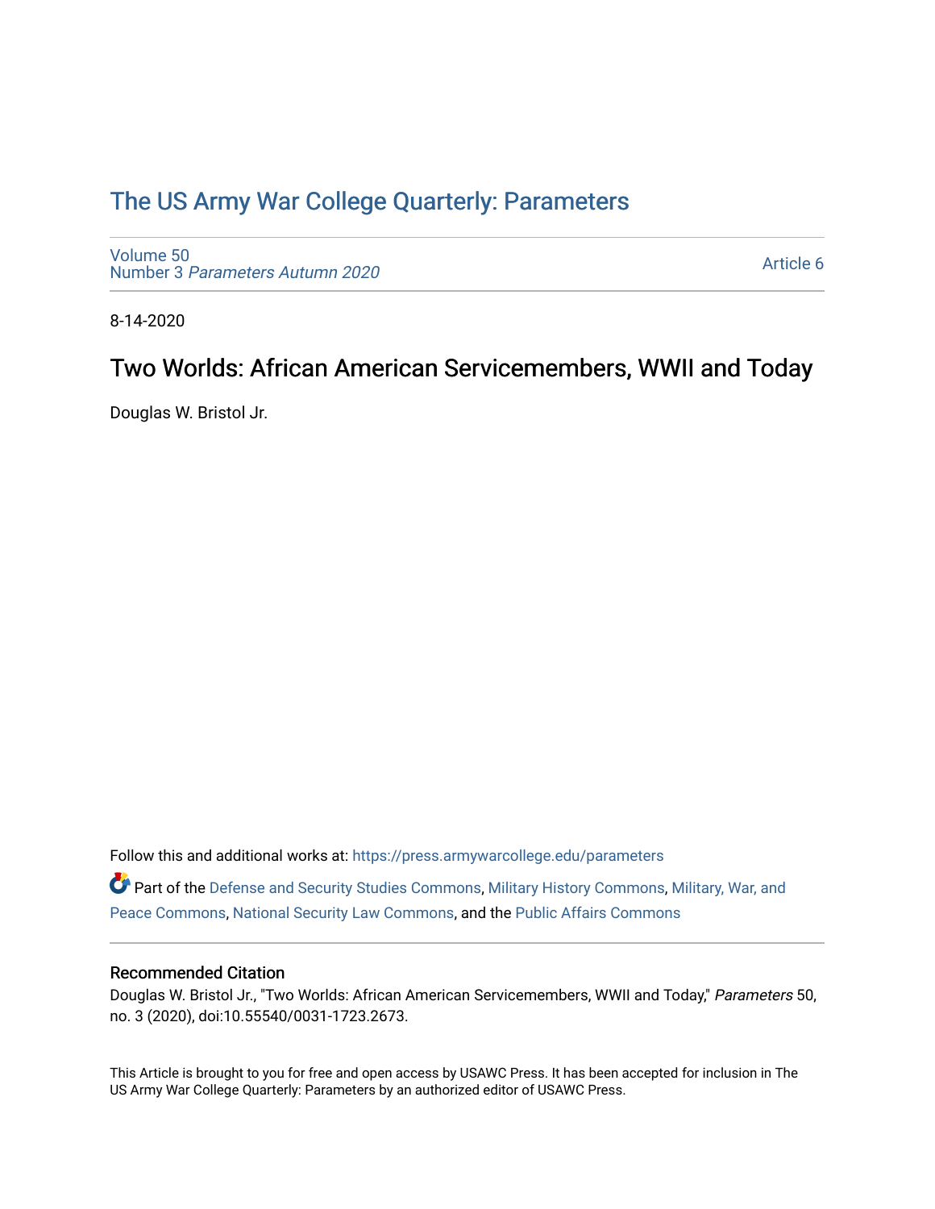# The US Army War College Quarterly: Parameters

Volume 50
Number 3 *Parameters Autumn 2020*

Article 6

8-14-2020

## Two Worlds: African American Servicemembers, WWII and Today

Douglas W. Bristol Jr.

Follow this and additional works at: https://press.armywarcollege.edu/parameters

Part of the Defense and Security Studies Commons, Military History Commons, Military, War, and Peace Commons, National Security Law Commons, and the Public Affairs Commons

### Recommended Citation

Douglas W. Bristol Jr., "Two Worlds: African American Servicemembers, WWII and Today," *Parameters* 50, no. 3 (2020), doi:10.55540/0031-1723.2673.

This Article is brought to you for free and open access by USAWC Press. It has been accepted for inclusion in The US Army War College Quarterly: Parameters by an authorized editor of USAWC Press.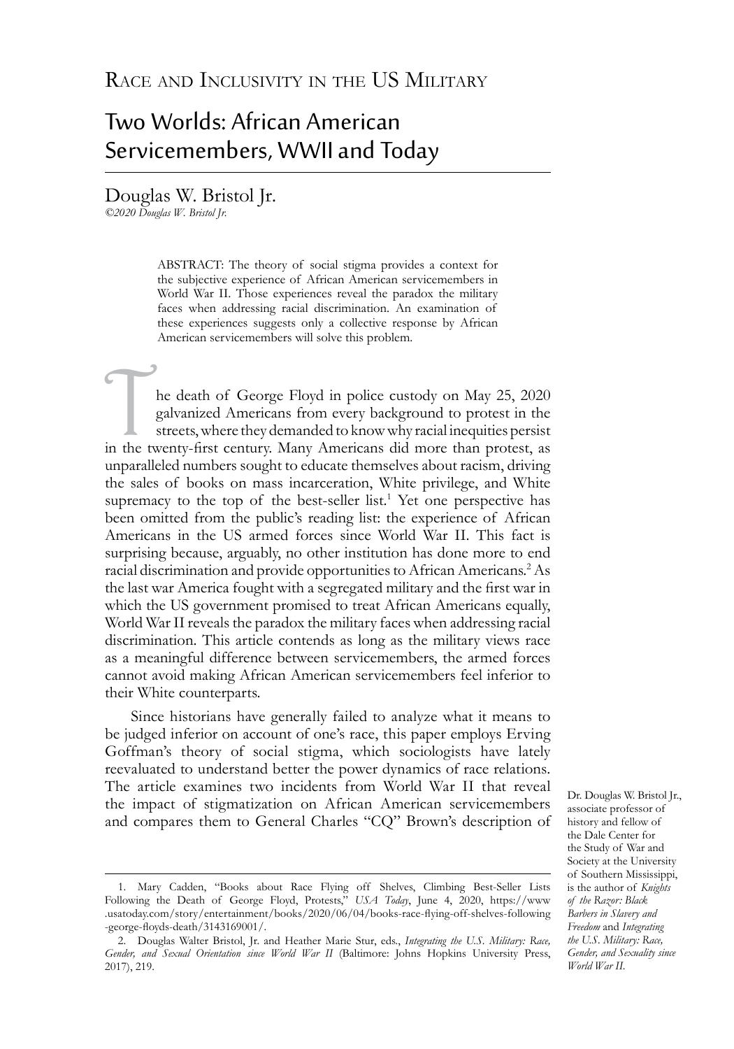Race and Inclusivity in the US Military

# Two Worlds: African American Servicemembers, WWII and Today

Douglas W. Bristol Jr.

*©2020 Douglas W. Bristol Jr.*

ABSTRACT: The theory of social stigma provides a context for the subjective experience of African American servicemembers in World War II. Those experiences reveal the paradox the military faces when addressing racial discrimination. An examination of these experiences suggests only a collective response by African American servicemembers will solve this problem.

The death of George Floyd in police custody on May 25, 2020 galvanized Americans from every background to protest in the streets, where they demanded to know why racial inequities persist in the twenty-first century. Many Americans did more than protest, as unparalleled numbers sought to educate themselves about racism, driving the sales of books on mass incarceration, White privilege, and White supremacy to the top of the best-seller list.[1] Yet one perspective has been omitted from the public's reading list: the experience of African Americans in the US armed forces since World War II. This fact is surprising because, arguably, no other institution has done more to end racial discrimination and provide opportunities to African Americans.[2] As the last war America fought with a segregated military and the first war in which the US government promised to treat African Americans equally, World War II reveals the paradox the military faces when addressing racial discrimination. This article contends as long as the military views race as a meaningful difference between servicemembers, the armed forces cannot avoid making African American servicemembers feel inferior to their White counterparts.

Since historians have generally failed to analyze what it means to be judged inferior on account of one's race, this paper employs Erving Goffman's theory of social stigma, which sociologists have lately reevaluated to understand better the power dynamics of race relations. The article examines two incidents from World War II that reveal the impact of stigmatization on African American servicemembers and compares them to General Charles "CQ" Brown's description of

Dr. Douglas W. Bristol Jr., associate professor of history and fellow of the Dale Center for the Study of War and Society at the University of Southern Mississippi, is the author of *Knights of the Razor: Black Barbers in Slavery and Freedom* and *Integrating the U.S. Military: Race, Gender, and Sexuality since World War II.*

1. Mary Cadden, "Books about Race Flying off Shelves, Climbing Best-Seller Lists Following the Death of George Floyd, Protests," *USA Today*, June 4, 2020, https://www.usatoday.com/story/entertainment/books/2020/06/04/books-race-flying-off-shelves-following-george-floyds-death/3143169001/.

2. Douglas Walter Bristol, Jr. and Heather Marie Stur, eds., *Integrating the U.S. Military: Race, Gender, and Sexual Orientation since World War II* (Baltimore: Johns Hopkins University Press, 2017), 219.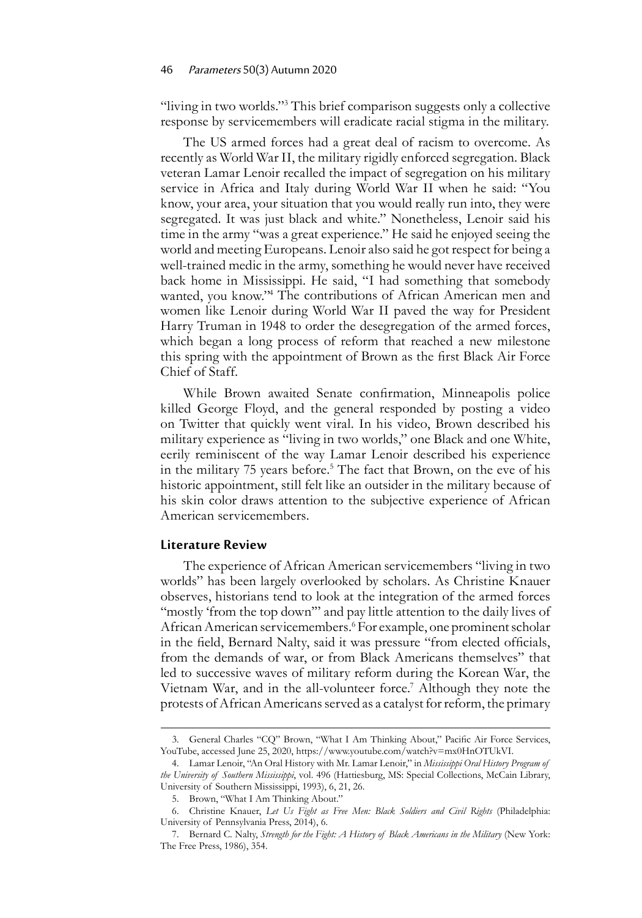"living in two worlds."[3] This brief comparison suggests only a collective response by servicemembers will eradicate racial stigma in the military.

The US armed forces had a great deal of racism to overcome. As recently as World War II, the military rigidly enforced segregation. Black veteran Lamar Lenoir recalled the impact of segregation on his military service in Africa and Italy during World War II when he said: "You know, your area, your situation that you would really run into, they were segregated. It was just black and white." Nonetheless, Lenoir said his time in the army "was a great experience." He said he enjoyed seeing the world and meeting Europeans. Lenoir also said he got respect for being a well-trained medic in the army, something he would never have received back home in Mississippi. He said, "I had something that somebody wanted, you know."[4] The contributions of African American men and women like Lenoir during World War II paved the way for President Harry Truman in 1948 to order the desegregation of the armed forces, which began a long process of reform that reached a new milestone this spring with the appointment of Brown as the first Black Air Force Chief of Staff.

While Brown awaited Senate confirmation, Minneapolis police killed George Floyd, and the general responded by posting a video on Twitter that quickly went viral. In his video, Brown described his military experience as "living in two worlds," one Black and one White, eerily reminiscent of the way Lamar Lenoir described his experience in the military 75 years before.[5] The fact that Brown, on the eve of his historic appointment, still felt like an outsider in the military because of his skin color draws attention to the subjective experience of African American servicemembers.

## Literature Review

The experience of African American servicemembers "living in two worlds" has been largely overlooked by scholars. As Christine Knauer observes, historians tend to look at the integration of the armed forces "mostly 'from the top down'" and pay little attention to the daily lives of African American servicemembers.[6] For example, one prominent scholar in the field, Bernard Nalty, said it was pressure "from elected officials, from the demands of war, or from Black Americans themselves" that led to successive waves of military reform during the Korean War, the Vietnam War, and in the all-volunteer force.[7] Although they note the protests of African Americans served as a catalyst for reform, the primary

---

3. General Charles "CQ" Brown, "What I Am Thinking About," Pacific Air Force Services, YouTube, accessed June 25, 2020, https://www.youtube.com/watch?v=mx0HnOTUkVI.

4. Lamar Lenoir, "An Oral History with Mr. Lamar Lenoir," in *Mississippi Oral History Program of the University of Southern Mississippi*, vol. 496 (Hattiesburg, MS: Special Collections, McCain Library, University of Southern Mississippi, 1993), 6, 21, 26.

5. Brown, "What I Am Thinking About."

6. Christine Knauer, *Let Us Fight as Free Men: Black Soldiers and Civil Rights* (Philadelphia: University of Pennsylvania Press, 2014), 6.

7. Bernard C. Nalty, *Strength for the Fight: A History of Black Americans in the Military* (New York: The Free Press, 1986), 354.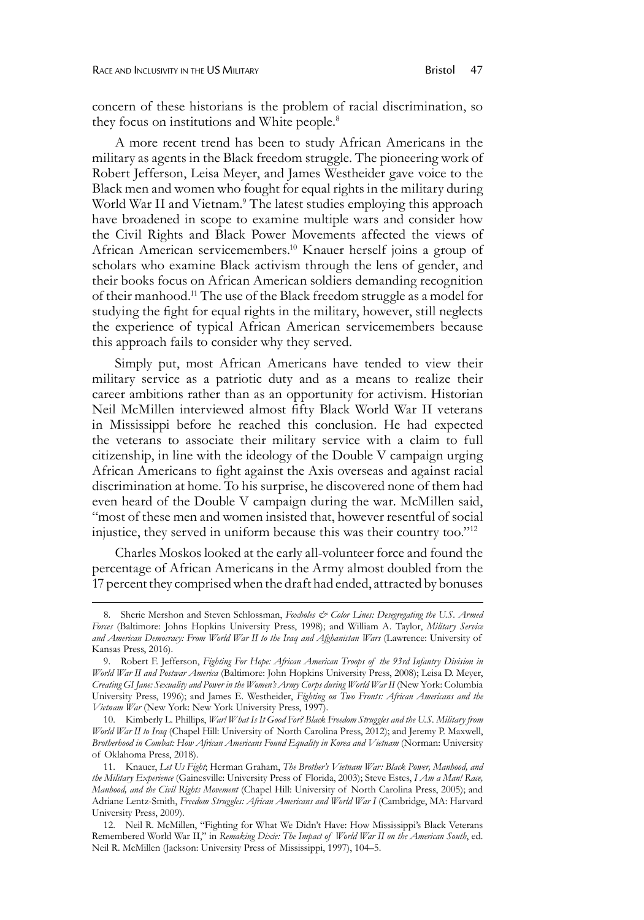concern of these historians is the problem of racial discrimination, so they focus on institutions and White people.[8]

A more recent trend has been to study African Americans in the military as agents in the Black freedom struggle. The pioneering work of Robert Jefferson, Leisa Meyer, and James Westheider gave voice to the Black men and women who fought for equal rights in the military during World War II and Vietnam.[9] The latest studies employing this approach have broadened in scope to examine multiple wars and consider how the Civil Rights and Black Power Movements affected the views of African American servicemembers.[10] Knauer herself joins a group of scholars who examine Black activism through the lens of gender, and their books focus on African American soldiers demanding recognition of their manhood.[11] The use of the Black freedom struggle as a model for studying the fight for equal rights in the military, however, still neglects the experience of typical African American servicemembers because this approach fails to consider why they served.

Simply put, most African Americans have tended to view their military service as a patriotic duty and as a means to realize their career ambitions rather than as an opportunity for activism. Historian Neil McMillen interviewed almost fifty Black World War II veterans in Mississippi before he reached this conclusion. He had expected the veterans to associate their military service with a claim to full citizenship, in line with the ideology of the Double V campaign urging African Americans to fight against the Axis overseas and against racial discrimination at home. To his surprise, he discovered none of them had even heard of the Double V campaign during the war. McMillen said, "most of these men and women insisted that, however resentful of social injustice, they served in uniform because this was their country too."[12]

Charles Moskos looked at the early all-volunteer force and found the percentage of African Americans in the Army almost doubled from the 17 percent they comprised when the draft had ended, attracted by bonuses

---

8. Sherie Mershon and Steven Schlossman, *Foxholes & Color Lines: Desegregating the U.S. Armed Forces* (Baltimore: Johns Hopkins University Press, 1998); and William A. Taylor, *Military Service and American Democracy: From World War II to the Iraq and Afghanistan Wars* (Lawrence: University of Kansas Press, 2016).

9. Robert F. Jefferson, *Fighting For Hope: African American Troops of the 93rd Infantry Division in World War II and Postwar America* (Baltimore: John Hopkins University Press, 2008); Leisa D. Meyer, *Creating GI Jane: Sexuality and Power in the Women's Army Corps during World War II* (New York: Columbia University Press, 1996); and James E. Westheider, *Fighting on Two Fronts: African Americans and the Vietnam War* (New York: New York University Press, 1997).

10. Kimberly L. Phillips, *War! What Is It Good For? Black Freedom Struggles and the U.S. Military from World War II to Iraq* (Chapel Hill: University of North Carolina Press, 2012); and Jeremy P. Maxwell, *Brotherhood in Combat: How African Americans Found Equality in Korea and Vietnam* (Norman: University of Oklahoma Press, 2018).

11. Knauer, *Let Us Fight*; Herman Graham, *The Brother's Vietnam War: Black Power, Manhood, and the Military Experience* (Gainesville: University Press of Florida, 2003); Steve Estes, *I Am a Man! Race, Manhood, and the Civil Rights Movement* (Chapel Hill: University of North Carolina Press, 2005); and Adriane Lentz-Smith, *Freedom Struggles: African Americans and World War I* (Cambridge, MA: Harvard University Press, 2009).

12. Neil R. McMillen, "Fighting for What We Didn't Have: How Mississippi's Black Veterans Remembered World War II," in *Remaking Dixie: The Impact of World War II on the American South*, ed. Neil R. McMillen (Jackson: University Press of Mississippi, 1997), 104–5.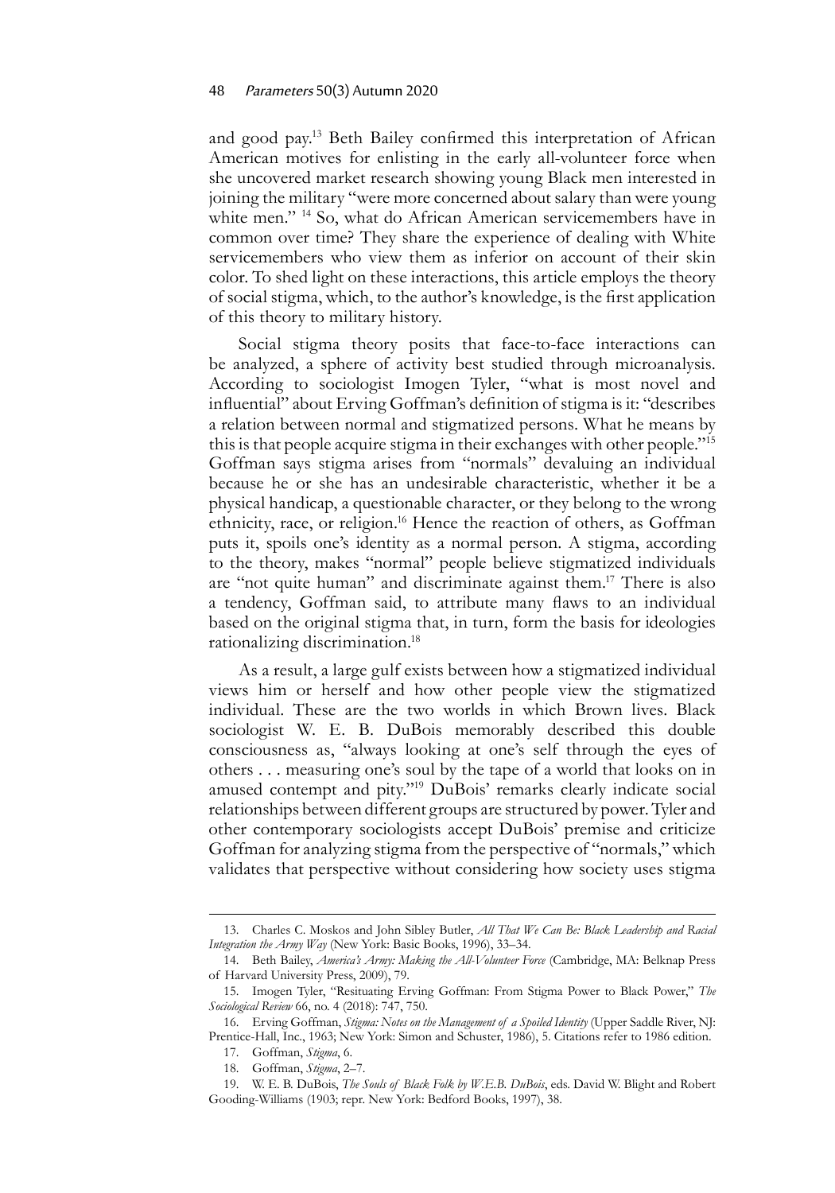and good pay.[13] Beth Bailey confirmed this interpretation of African American motives for enlisting in the early all-volunteer force when she uncovered market research showing young Black men interested in joining the military "were more concerned about salary than were young white men." [14] So, what do African American servicemembers have in common over time? They share the experience of dealing with White servicemembers who view them as inferior on account of their skin color. To shed light on these interactions, this article employs the theory of social stigma, which, to the author's knowledge, is the first application of this theory to military history.

Social stigma theory posits that face-to-face interactions can be analyzed, a sphere of activity best studied through microanalysis. According to sociologist Imogen Tyler, "what is most novel and influential" about Erving Goffman's definition of stigma is it: "describes a relation between normal and stigmatized persons. What he means by this is that people acquire stigma in their exchanges with other people."[15] Goffman says stigma arises from "normals" devaluing an individual because he or she has an undesirable characteristic, whether it be a physical handicap, a questionable character, or they belong to the wrong ethnicity, race, or religion.[16] Hence the reaction of others, as Goffman puts it, spoils one's identity as a normal person. A stigma, according to the theory, makes "normal" people believe stigmatized individuals are "not quite human" and discriminate against them.[17] There is also a tendency, Goffman said, to attribute many flaws to an individual based on the original stigma that, in turn, form the basis for ideologies rationalizing discrimination.[18]

As a result, a large gulf exists between how a stigmatized individual views him or herself and how other people view the stigmatized individual. These are the two worlds in which Brown lives. Black sociologist W. E. B. DuBois memorably described this double consciousness as, "always looking at one's self through the eyes of others . . . measuring one's soul by the tape of a world that looks on in amused contempt and pity."[19] DuBois' remarks clearly indicate social relationships between different groups are structured by power. Tyler and other contemporary sociologists accept DuBois' premise and criticize Goffman for analyzing stigma from the perspective of "normals," which validates that perspective without considering how society uses stigma

---

13. Charles C. Moskos and John Sibley Butler, *All That We Can Be: Black Leadership and Racial Integration the Army Way* (New York: Basic Books, 1996), 33–34.

14. Beth Bailey, *America's Army: Making the All-Volunteer Force* (Cambridge, MA: Belknap Press of Harvard University Press, 2009), 79.

15. Imogen Tyler, "Resituating Erving Goffman: From Stigma Power to Black Power," *The Sociological Review* 66, no. 4 (2018): 747, 750.

16. Erving Goffman, *Stigma: Notes on the Management of a Spoiled Identity* (Upper Saddle River, NJ: Prentice-Hall, Inc., 1963; New York: Simon and Schuster, 1986), 5. Citations refer to 1986 edition.

17. Goffman, *Stigma*, 6.

18. Goffman, *Stigma*, 2–7.

19. W. E. B. DuBois, *The Souls of Black Folk by W.E.B. DuBois*, eds. David W. Blight and Robert Gooding-Williams (1903; repr. New York: Bedford Books, 1997), 38.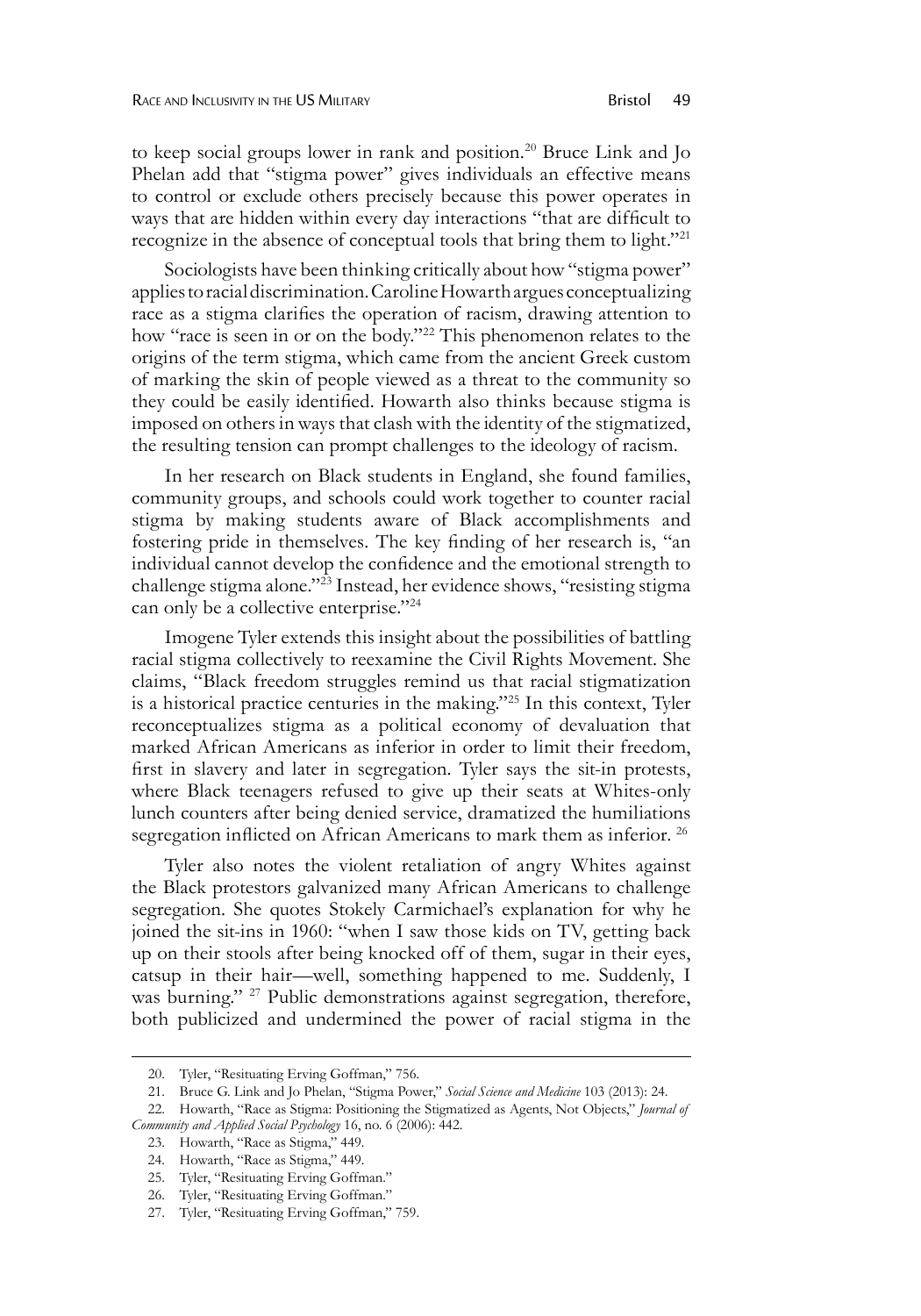to keep social groups lower in rank and position.[20] Bruce Link and Jo Phelan add that "stigma power" gives individuals an effective means to control or exclude others precisely because this power operates in ways that are hidden within every day interactions "that are difficult to recognize in the absence of conceptual tools that bring them to light."[21]

Sociologists have been thinking critically about how "stigma power" applies to racial discrimination. Caroline Howarth argues conceptualizing race as a stigma clarifies the operation of racism, drawing attention to how "race is seen in or on the body."[22] This phenomenon relates to the origins of the term stigma, which came from the ancient Greek custom of marking the skin of people viewed as a threat to the community so they could be easily identified. Howarth also thinks because stigma is imposed on others in ways that clash with the identity of the stigmatized, the resulting tension can prompt challenges to the ideology of racism.

In her research on Black students in England, she found families, community groups, and schools could work together to counter racial stigma by making students aware of Black accomplishments and fostering pride in themselves. The key finding of her research is, "an individual cannot develop the confidence and the emotional strength to challenge stigma alone."[23] Instead, her evidence shows, "resisting stigma can only be a collective enterprise."[24]

Imogene Tyler extends this insight about the possibilities of battling racial stigma collectively to reexamine the Civil Rights Movement. She claims, "Black freedom struggles remind us that racial stigmatization is a historical practice centuries in the making."[25] In this context, Tyler reconceptualizes stigma as a political economy of devaluation that marked African Americans as inferior in order to limit their freedom, first in slavery and later in segregation. Tyler says the sit-in protests, where Black teenagers refused to give up their seats at Whites-only lunch counters after being denied service, dramatized the humiliations segregation inflicted on African Americans to mark them as inferior.[26]

Tyler also notes the violent retaliation of angry Whites against the Black protestors galvanized many African Americans to challenge segregation. She quotes Stokely Carmichael's explanation for why he joined the sit-ins in 1960: "when I saw those kids on TV, getting back up on their stools after being knocked off of them, sugar in their eyes, catsup in their hair—well, something happened to me. Suddenly, I was burning."[27] Public demonstrations against segregation, therefore, both publicized and undermined the power of racial stigma in the

---

20. Tyler, "Resituating Erving Goffman," 756.
21. Bruce G. Link and Jo Phelan, "Stigma Power," *Social Science and Medicine* 103 (2013): 24.
22. Howarth, "Race as Stigma: Positioning the Stigmatized as Agents, Not Objects," *Journal of Community and Applied Social Psychology* 16, no. 6 (2006): 442.
23. Howarth, "Race as Stigma," 449.
24. Howarth, "Race as Stigma," 449.
25. Tyler, "Resituating Erving Goffman."
26. Tyler, "Resituating Erving Goffman."
27. Tyler, "Resituating Erving Goffman," 759.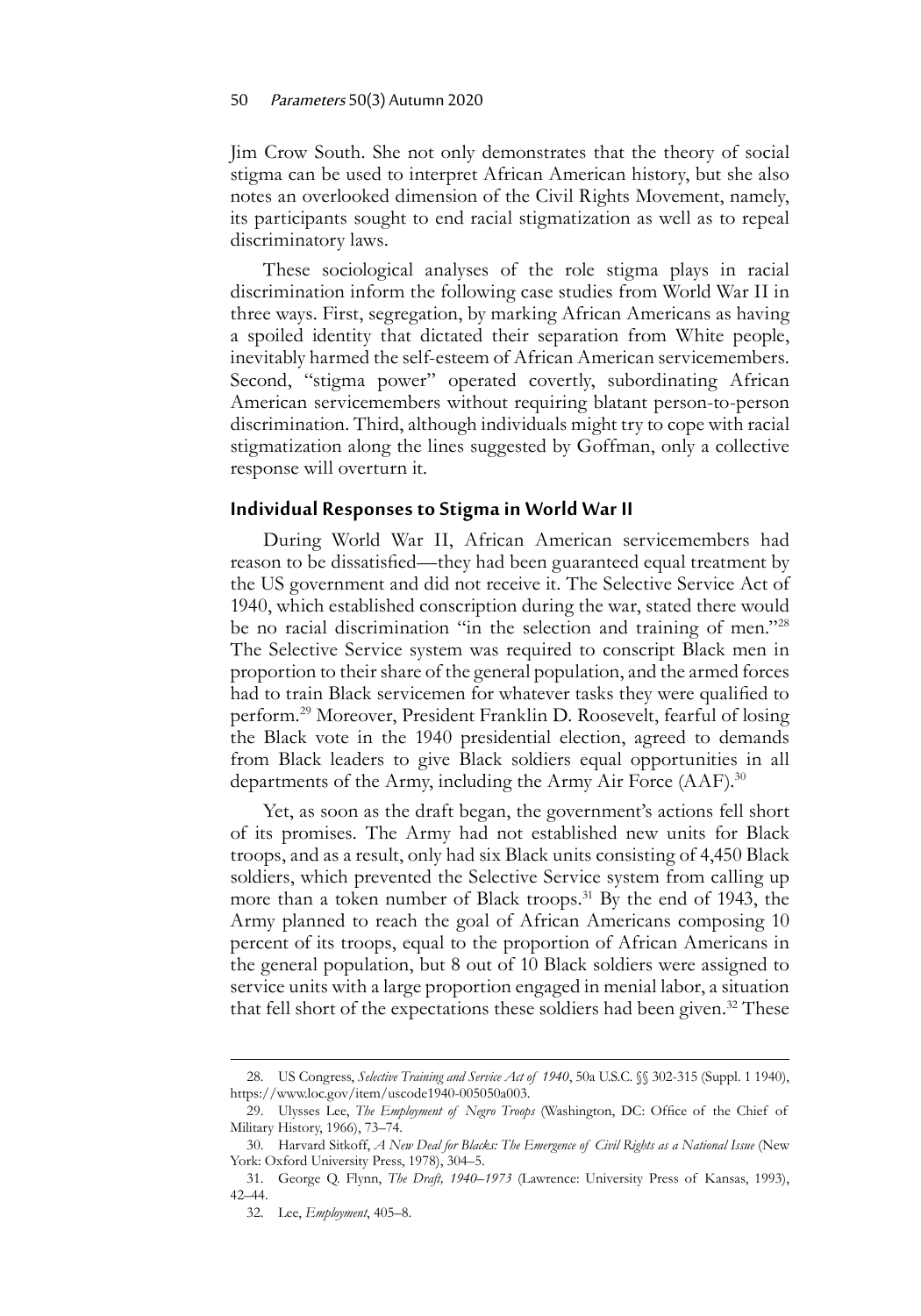Jim Crow South. She not only demonstrates that the theory of social stigma can be used to interpret African American history, but she also notes an overlooked dimension of the Civil Rights Movement, namely, its participants sought to end racial stigmatization as well as to repeal discriminatory laws.

These sociological analyses of the role stigma plays in racial discrimination inform the following case studies from World War II in three ways. First, segregation, by marking African Americans as having a spoiled identity that dictated their separation from White people, inevitably harmed the self-esteem of African American servicemembers. Second, "stigma power" operated covertly, subordinating African American servicemembers without requiring blatant person-to-person discrimination. Third, although individuals might try to cope with racial stigmatization along the lines suggested by Goffman, only a collective response will overturn it.

## Individual Responses to Stigma in World War II

During World War II, African American servicemembers had reason to be dissatisfied—they had been guaranteed equal treatment by the US government and did not receive it. The Selective Service Act of 1940, which established conscription during the war, stated there would be no racial discrimination "in the selection and training of men."[28] The Selective Service system was required to conscript Black men in proportion to their share of the general population, and the armed forces had to train Black servicemen for whatever tasks they were qualified to perform.[29] Moreover, President Franklin D. Roosevelt, fearful of losing the Black vote in the 1940 presidential election, agreed to demands from Black leaders to give Black soldiers equal opportunities in all departments of the Army, including the Army Air Force (AAF).[30]

Yet, as soon as the draft began, the government's actions fell short of its promises. The Army had not established new units for Black troops, and as a result, only had six Black units consisting of 4,450 Black soldiers, which prevented the Selective Service system from calling up more than a token number of Black troops.[31] By the end of 1943, the Army planned to reach the goal of African Americans composing 10 percent of its troops, equal to the proportion of African Americans in the general population, but 8 out of 10 Black soldiers were assigned to service units with a large proportion engaged in menial labor, a situation that fell short of the expectations these soldiers had been given.[32] These

---

28. US Congress, *Selective Training and Service Act of 1940*, 50a U.S.C. §§ 302-315 (Suppl. 1 1940), https://www.loc.gov/item/uscode1940-005050a003.

29. Ulysses Lee, *The Employment of Negro Troops* (Washington, DC: Office of the Chief of Military History, 1966), 73–74.

30. Harvard Sitkoff, *A New Deal for Blacks: The Emergence of Civil Rights as a National Issue* (New York: Oxford University Press, 1978), 304–5.

31. George Q. Flynn, *The Draft, 1940–1973* (Lawrence: University Press of Kansas, 1993), 42–44.

32. Lee, *Employment*, 405–8.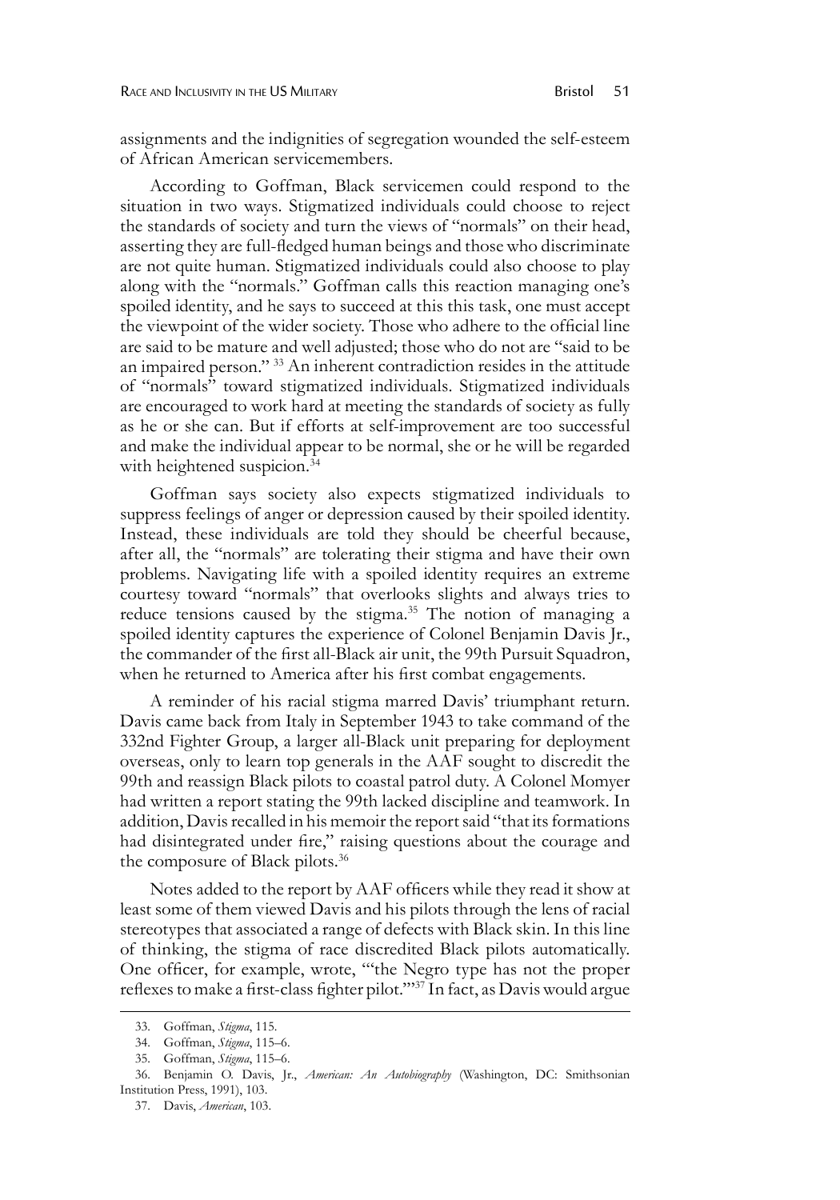assignments and the indignities of segregation wounded the self-esteem of African American servicemembers.

According to Goffman, Black servicemen could respond to the situation in two ways. Stigmatized individuals could choose to reject the standards of society and turn the views of "normals" on their head, asserting they are full-fledged human beings and those who discriminate are not quite human. Stigmatized individuals could also choose to play along with the "normals." Goffman calls this reaction managing one's spoiled identity, and he says to succeed at this this task, one must accept the viewpoint of the wider society. Those who adhere to the official line are said to be mature and well adjusted; those who do not are "said to be an impaired person." [33] An inherent contradiction resides in the attitude of "normals" toward stigmatized individuals. Stigmatized individuals are encouraged to work hard at meeting the standards of society as fully as he or she can. But if efforts at self-improvement are too successful and make the individual appear to be normal, she or he will be regarded with heightened suspicion.[34]

Goffman says society also expects stigmatized individuals to suppress feelings of anger or depression caused by their spoiled identity. Instead, these individuals are told they should be cheerful because, after all, the "normals" are tolerating their stigma and have their own problems. Navigating life with a spoiled identity requires an extreme courtesy toward "normals" that overlooks slights and always tries to reduce tensions caused by the stigma.[35] The notion of managing a spoiled identity captures the experience of Colonel Benjamin Davis Jr., the commander of the first all-Black air unit, the 99th Pursuit Squadron, when he returned to America after his first combat engagements.

A reminder of his racial stigma marred Davis' triumphant return. Davis came back from Italy in September 1943 to take command of the 332nd Fighter Group, a larger all-Black unit preparing for deployment overseas, only to learn top generals in the AAF sought to discredit the 99th and reassign Black pilots to coastal patrol duty. A Colonel Momyer had written a report stating the 99th lacked discipline and teamwork. In addition, Davis recalled in his memoir the report said "that its formations had disintegrated under fire," raising questions about the courage and the composure of Black pilots.[36]

Notes added to the report by AAF officers while they read it show at least some of them viewed Davis and his pilots through the lens of racial stereotypes that associated a range of defects with Black skin. In this line of thinking, the stigma of race discredited Black pilots automatically. One officer, for example, wrote, "'the Negro type has not the proper reflexes to make a first-class fighter pilot.'"[37] In fact, as Davis would argue

---

33. Goffman, *Stigma*, 115.

34. Goffman, *Stigma*, 115–6.

35. Goffman, *Stigma*, 115–6.

36. Benjamin O. Davis, Jr., *American: An Autobiography* (Washington, DC: Smithsonian Institution Press, 1991), 103.

37. Davis, *American*, 103.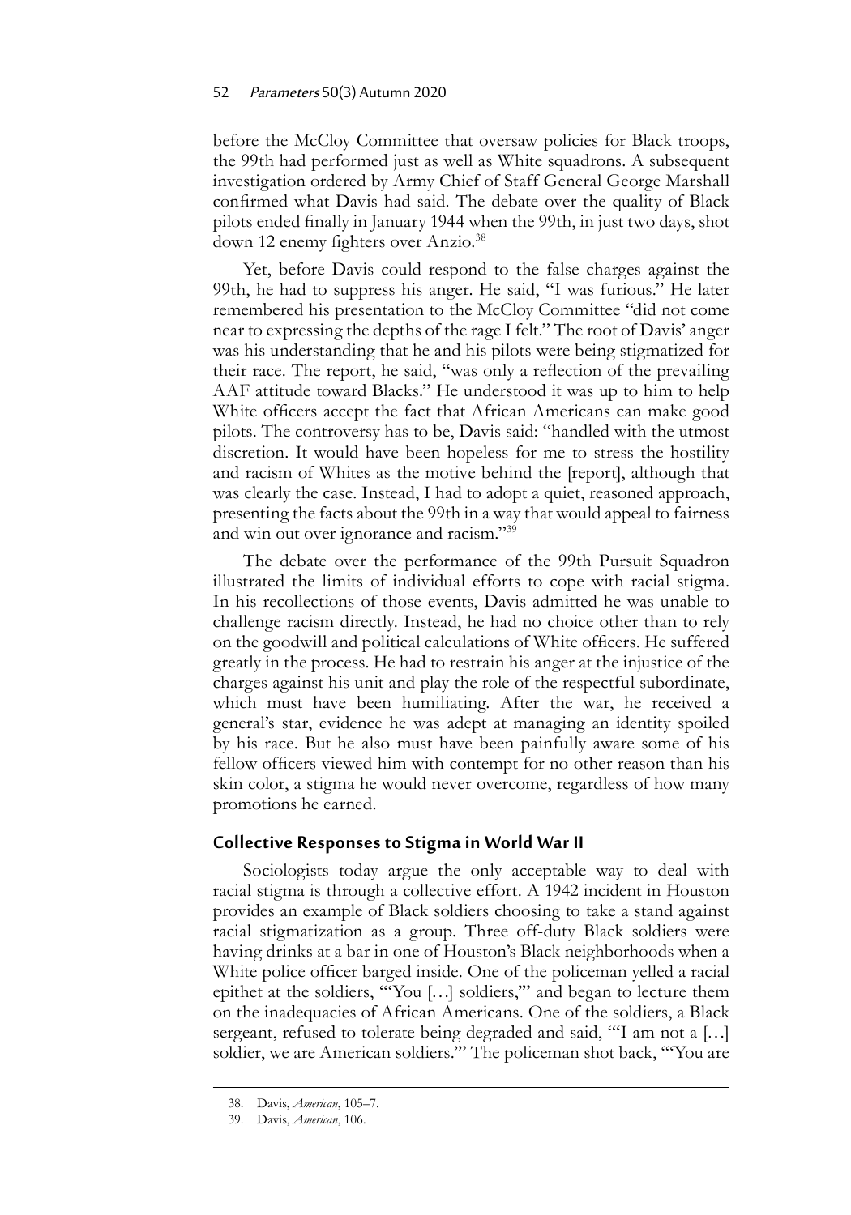before the McCloy Committee that oversaw policies for Black troops, the 99th had performed just as well as White squadrons. A subsequent investigation ordered by Army Chief of Staff General George Marshall confirmed what Davis had said. The debate over the quality of Black pilots ended finally in January 1944 when the 99th, in just two days, shot down 12 enemy fighters over Anzio.[38]

Yet, before Davis could respond to the false charges against the 99th, he had to suppress his anger. He said, "I was furious." He later remembered his presentation to the McCloy Committee "did not come near to expressing the depths of the rage I felt." The root of Davis' anger was his understanding that he and his pilots were being stigmatized for their race. The report, he said, "was only a reflection of the prevailing AAF attitude toward Blacks." He understood it was up to him to help White officers accept the fact that African Americans can make good pilots. The controversy has to be, Davis said: "handled with the utmost discretion. It would have been hopeless for me to stress the hostility and racism of Whites as the motive behind the [report], although that was clearly the case. Instead, I had to adopt a quiet, reasoned approach, presenting the facts about the 99th in a way that would appeal to fairness and win out over ignorance and racism."[39]

The debate over the performance of the 99th Pursuit Squadron illustrated the limits of individual efforts to cope with racial stigma. In his recollections of those events, Davis admitted he was unable to challenge racism directly. Instead, he had no choice other than to rely on the goodwill and political calculations of White officers. He suffered greatly in the process. He had to restrain his anger at the injustice of the charges against his unit and play the role of the respectful subordinate, which must have been humiliating. After the war, he received a general's star, evidence he was adept at managing an identity spoiled by his race. But he also must have been painfully aware some of his fellow officers viewed him with contempt for no other reason than his skin color, a stigma he would never overcome, regardless of how many promotions he earned.

## Collective Responses to Stigma in World War II

Sociologists today argue the only acceptable way to deal with racial stigma is through a collective effort. A 1942 incident in Houston provides an example of Black soldiers choosing to take a stand against racial stigmatization as a group. Three off-duty Black soldiers were having drinks at a bar in one of Houston's Black neighborhoods when a White police officer barged inside. One of the policeman yelled a racial epithet at the soldiers, "'You […] soldiers,'" and began to lecture them on the inadequacies of African Americans. One of the soldiers, a Black sergeant, refused to tolerate being degraded and said, "'I am not a […] soldier, we are American soldiers.'" The policeman shot back, "'You are

---

38. Davis, *American*, 105–7.

39. Davis, *American*, 106.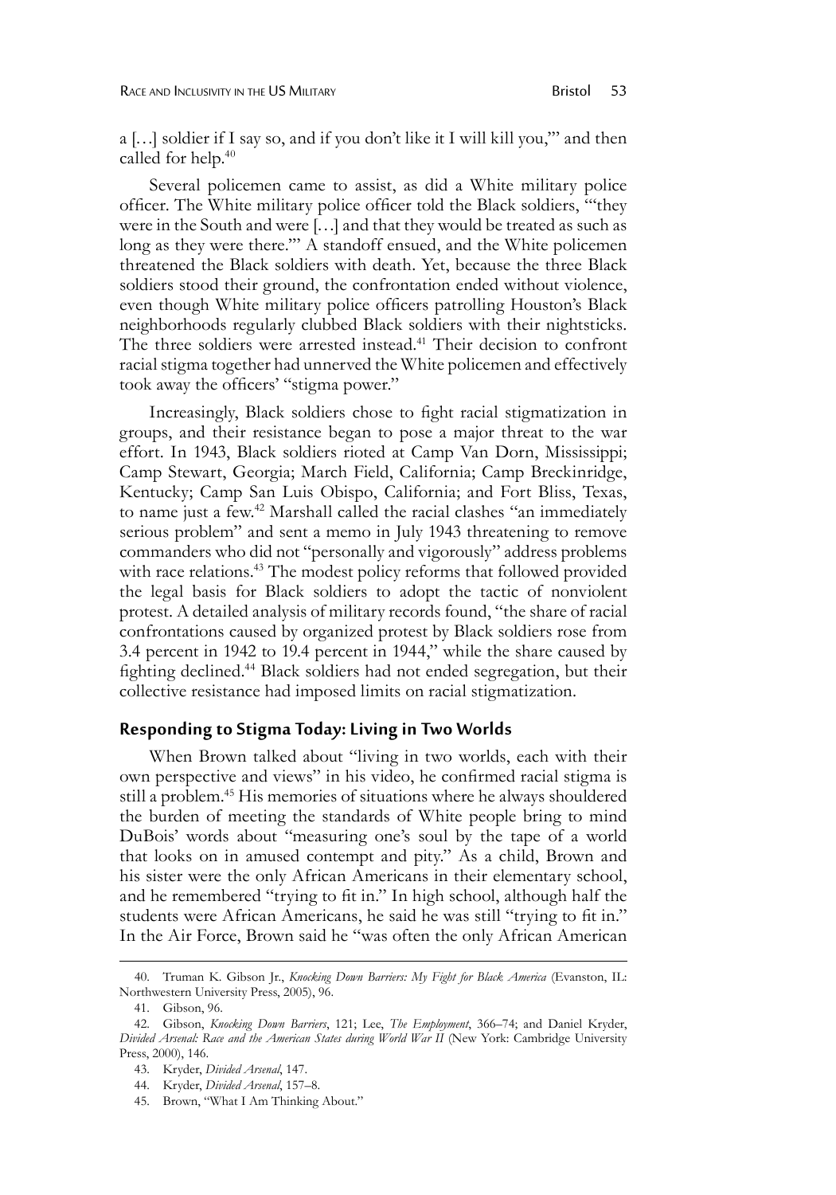a […] soldier if I say so, and if you don't like it I will kill you,'" and then called for help.[40]

Several policemen came to assist, as did a White military police officer. The White military police officer told the Black soldiers, "'they were in the South and were […] and that they would be treated as such as long as they were there.'" A standoff ensued, and the White policemen threatened the Black soldiers with death. Yet, because the three Black soldiers stood their ground, the confrontation ended without violence, even though White military police officers patrolling Houston's Black neighborhoods regularly clubbed Black soldiers with their nightsticks. The three soldiers were arrested instead.[41] Their decision to confront racial stigma together had unnerved the White policemen and effectively took away the officers' "stigma power."

Increasingly, Black soldiers chose to fight racial stigmatization in groups, and their resistance began to pose a major threat to the war effort. In 1943, Black soldiers rioted at Camp Van Dorn, Mississippi; Camp Stewart, Georgia; March Field, California; Camp Breckinridge, Kentucky; Camp San Luis Obispo, California; and Fort Bliss, Texas, to name just a few.[42] Marshall called the racial clashes "an immediately serious problem" and sent a memo in July 1943 threatening to remove commanders who did not "personally and vigorously" address problems with race relations.[43] The modest policy reforms that followed provided the legal basis for Black soldiers to adopt the tactic of nonviolent protest. A detailed analysis of military records found, "the share of racial confrontations caused by organized protest by Black soldiers rose from 3.4 percent in 1942 to 19.4 percent in 1944," while the share caused by fighting declined.[44] Black soldiers had not ended segregation, but their collective resistance had imposed limits on racial stigmatization.

## Responding to Stigma Today: Living in Two Worlds

When Brown talked about "living in two worlds, each with their own perspective and views" in his video, he confirmed racial stigma is still a problem.[45] His memories of situations where he always shouldered the burden of meeting the standards of White people bring to mind DuBois' words about "measuring one's soul by the tape of a world that looks on in amused contempt and pity." As a child, Brown and his sister were the only African Americans in their elementary school, and he remembered "trying to fit in." In high school, although half the students were African Americans, he said he was still "trying to fit in." In the Air Force, Brown said he "was often the only African American

---

40. Truman K. Gibson Jr., *Knocking Down Barriers: My Fight for Black America* (Evanston, IL: Northwestern University Press, 2005), 96.

41. Gibson, 96.

42. Gibson, *Knocking Down Barriers*, 121; Lee, *The Employment*, 366–74; and Daniel Kryder, *Divided Arsenal: Race and the American States during World War II* (New York: Cambridge University Press, 2000), 146.

43. Kryder, *Divided Arsenal*, 147.

44. Kryder, *Divided Arsenal*, 157–8.

45. Brown, "What I Am Thinking About."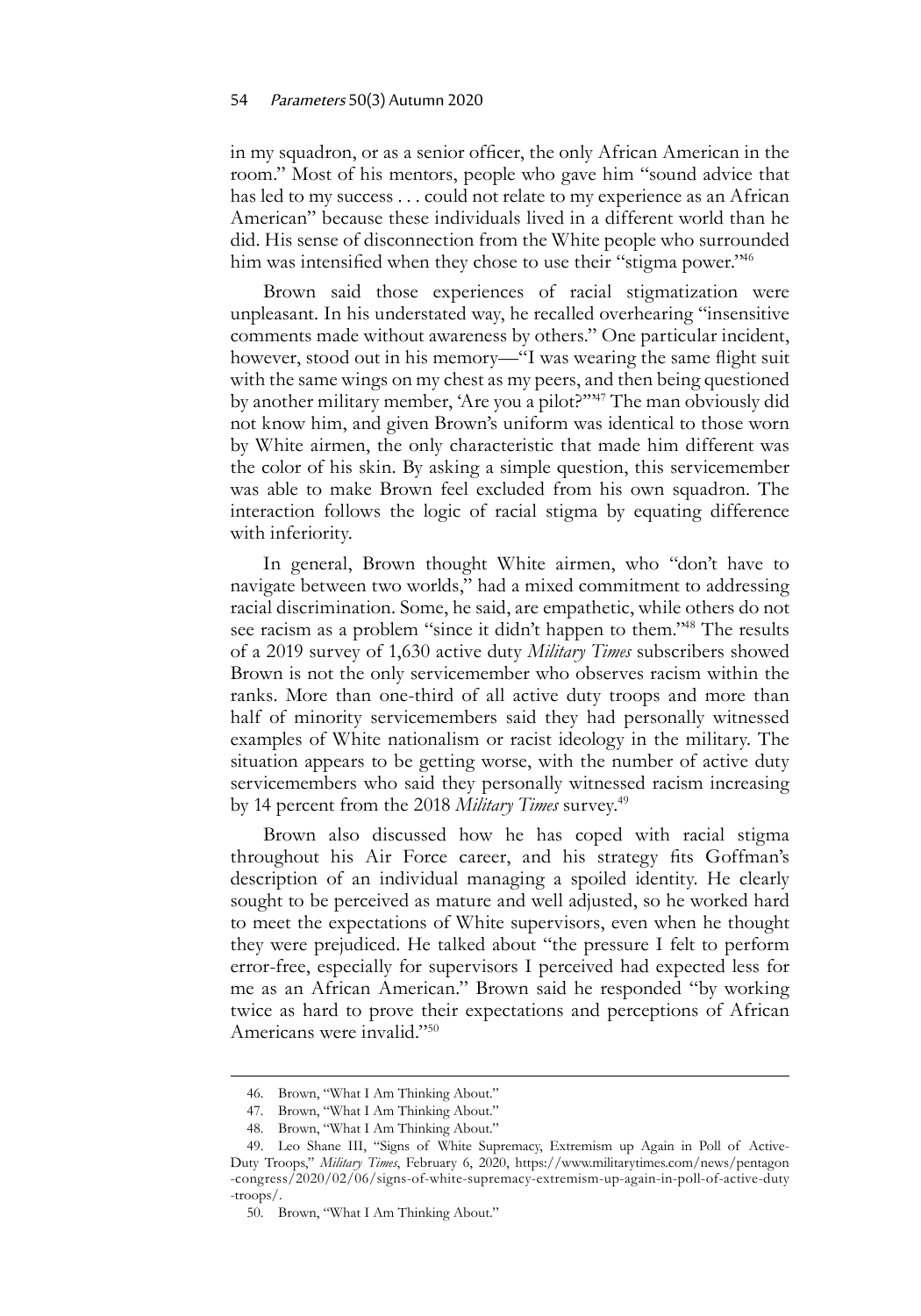in my squadron, or as a senior officer, the only African American in the room." Most of his mentors, people who gave him "sound advice that has led to my success . . . could not relate to my experience as an African American" because these individuals lived in a different world than he did. His sense of disconnection from the White people who surrounded him was intensified when they chose to use their "stigma power."[46]

Brown said those experiences of racial stigmatization were unpleasant. In his understated way, he recalled overhearing "insensitive comments made without awareness by others." One particular incident, however, stood out in his memory—"I was wearing the same flight suit with the same wings on my chest as my peers, and then being questioned by another military member, 'Are you a pilot?'"[47] The man obviously did not know him, and given Brown's uniform was identical to those worn by White airmen, the only characteristic that made him different was the color of his skin. By asking a simple question, this servicemember was able to make Brown feel excluded from his own squadron. The interaction follows the logic of racial stigma by equating difference with inferiority.

In general, Brown thought White airmen, who "don't have to navigate between two worlds," had a mixed commitment to addressing racial discrimination. Some, he said, are empathetic, while others do not see racism as a problem "since it didn't happen to them."[48] The results of a 2019 survey of 1,630 active duty *Military Times* subscribers showed Brown is not the only servicemember who observes racism within the ranks. More than one-third of all active duty troops and more than half of minority servicemembers said they had personally witnessed examples of White nationalism or racist ideology in the military. The situation appears to be getting worse, with the number of active duty servicemembers who said they personally witnessed racism increasing by 14 percent from the 2018 *Military Times* survey.[49]

Brown also discussed how he has coped with racial stigma throughout his Air Force career, and his strategy fits Goffman's description of an individual managing a spoiled identity. He clearly sought to be perceived as mature and well adjusted, so he worked hard to meet the expectations of White supervisors, even when he thought they were prejudiced. He talked about "the pressure I felt to perform error-free, especially for supervisors I perceived had expected less for me as an African American." Brown said he responded "by working twice as hard to prove their expectations and perceptions of African Americans were invalid."[50]

---

46. Brown, "What I Am Thinking About."

47. Brown, "What I Am Thinking About."

48. Brown, "What I Am Thinking About."

49. Leo Shane III, "Signs of White Supremacy, Extremism up Again in Poll of Active-Duty Troops," *Military Times*, February 6, 2020, https://www.militarytimes.com/news/pentagon-congress/2020/02/06/signs-of-white-supremacy-extremism-up-again-in-poll-of-active-duty-troops/.

50. Brown, "What I Am Thinking About."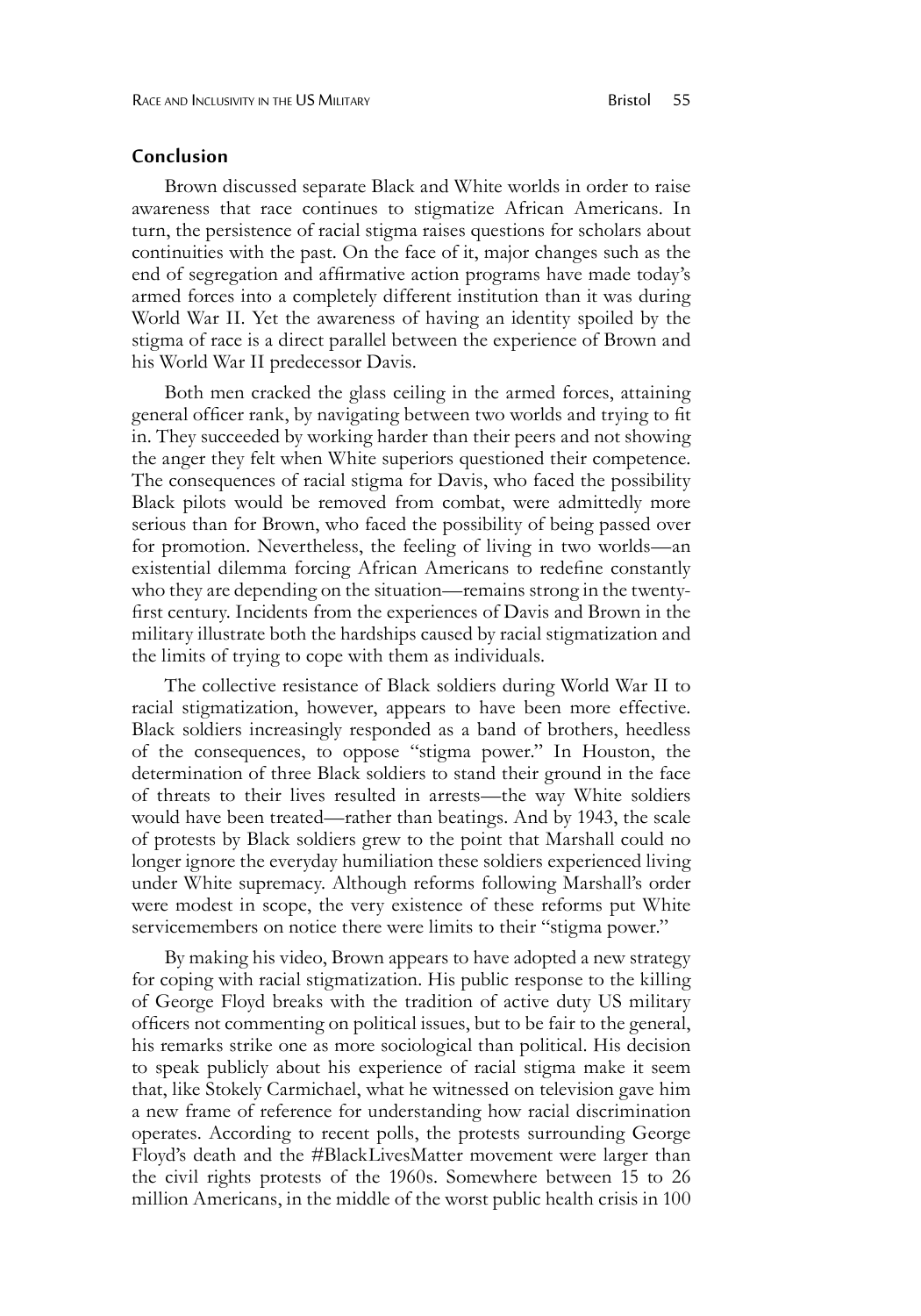## Conclusion

Brown discussed separate Black and White worlds in order to raise awareness that race continues to stigmatize African Americans. In turn, the persistence of racial stigma raises questions for scholars about continuities with the past. On the face of it, major changes such as the end of segregation and affirmative action programs have made today's armed forces into a completely different institution than it was during World War II. Yet the awareness of having an identity spoiled by the stigma of race is a direct parallel between the experience of Brown and his World War II predecessor Davis.

Both men cracked the glass ceiling in the armed forces, attaining general officer rank, by navigating between two worlds and trying to fit in. They succeeded by working harder than their peers and not showing the anger they felt when White superiors questioned their competence. The consequences of racial stigma for Davis, who faced the possibility Black pilots would be removed from combat, were admittedly more serious than for Brown, who faced the possibility of being passed over for promotion. Nevertheless, the feeling of living in two worlds—an existential dilemma forcing African Americans to redefine constantly who they are depending on the situation—remains strong in the twenty-first century. Incidents from the experiences of Davis and Brown in the military illustrate both the hardships caused by racial stigmatization and the limits of trying to cope with them as individuals.

The collective resistance of Black soldiers during World War II to racial stigmatization, however, appears to have been more effective. Black soldiers increasingly responded as a band of brothers, heedless of the consequences, to oppose "stigma power." In Houston, the determination of three Black soldiers to stand their ground in the face of threats to their lives resulted in arrests—the way White soldiers would have been treated—rather than beatings. And by 1943, the scale of protests by Black soldiers grew to the point that Marshall could no longer ignore the everyday humiliation these soldiers experienced living under White supremacy. Although reforms following Marshall's order were modest in scope, the very existence of these reforms put White servicemembers on notice there were limits to their "stigma power."

By making his video, Brown appears to have adopted a new strategy for coping with racial stigmatization. His public response to the killing of George Floyd breaks with the tradition of active duty US military officers not commenting on political issues, but to be fair to the general, his remarks strike one as more sociological than political. His decision to speak publicly about his experience of racial stigma make it seem that, like Stokely Carmichael, what he witnessed on television gave him a new frame of reference for understanding how racial discrimination operates. According to recent polls, the protests surrounding George Floyd's death and the #BlackLivesMatter movement were larger than the civil rights protests of the 1960s. Somewhere between 15 to 26 million Americans, in the middle of the worst public health crisis in 100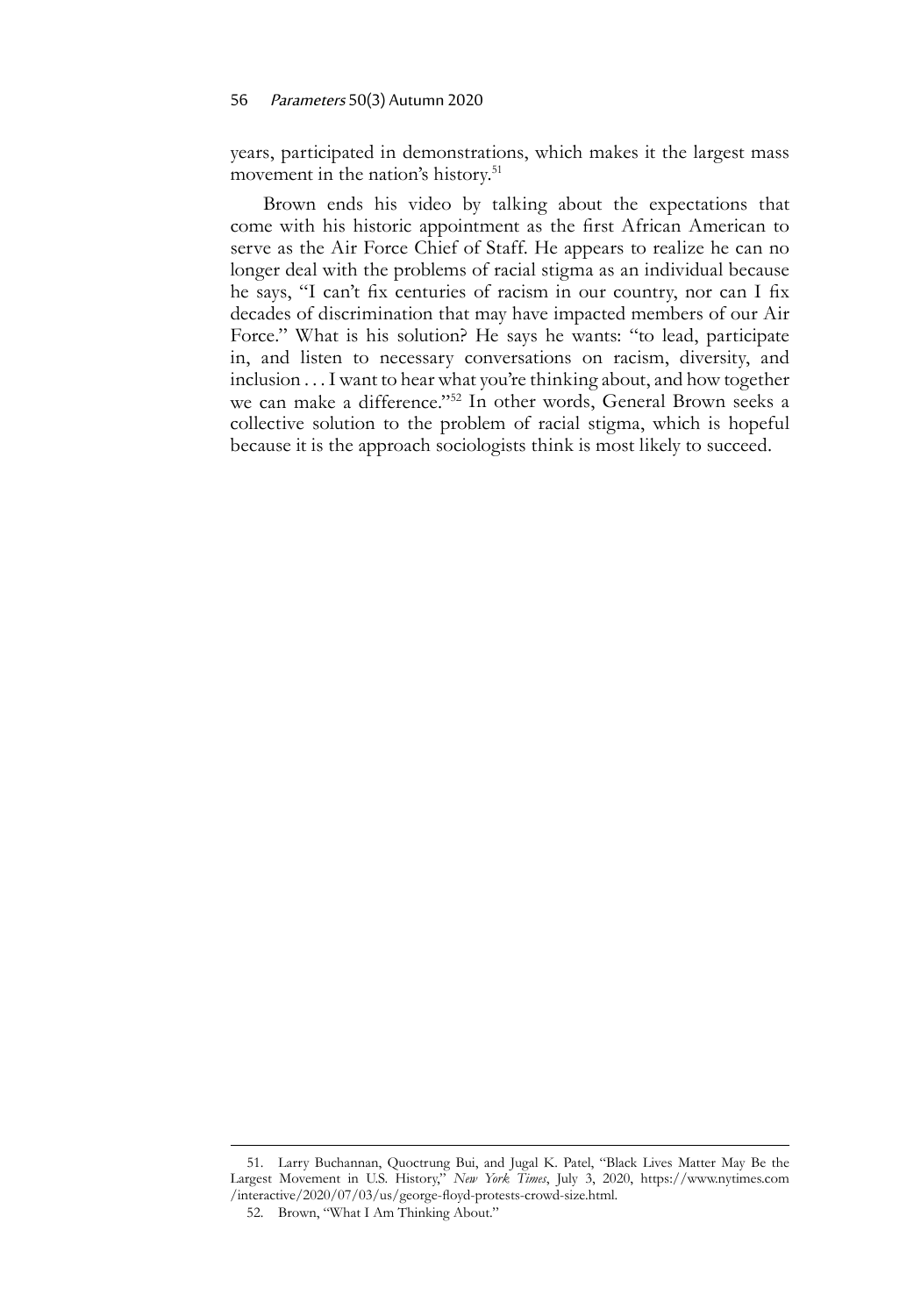years, participated in demonstrations, which makes it the largest mass movement in the nation's history.[51]

Brown ends his video by talking about the expectations that come with his historic appointment as the first African American to serve as the Air Force Chief of Staff. He appears to realize he can no longer deal with the problems of racial stigma as an individual because he says, "I can't fix centuries of racism in our country, nor can I fix decades of discrimination that may have impacted members of our Air Force." What is his solution? He says he wants: "to lead, participate in, and listen to necessary conversations on racism, diversity, and inclusion . . . I want to hear what you're thinking about, and how together we can make a difference."[52] In other words, General Brown seeks a collective solution to the problem of racial stigma, which is hopeful because it is the approach sociologists think is most likely to succeed.

---

51. Larry Buchannan, Quoctrung Bui, and Jugal K. Patel, "Black Lives Matter May Be the Largest Movement in U.S. History," *New York Times*, July 3, 2020, https://www.nytimes.com/interactive/2020/07/03/us/george-floyd-protests-crowd-size.html.

52. Brown, "What I Am Thinking About."